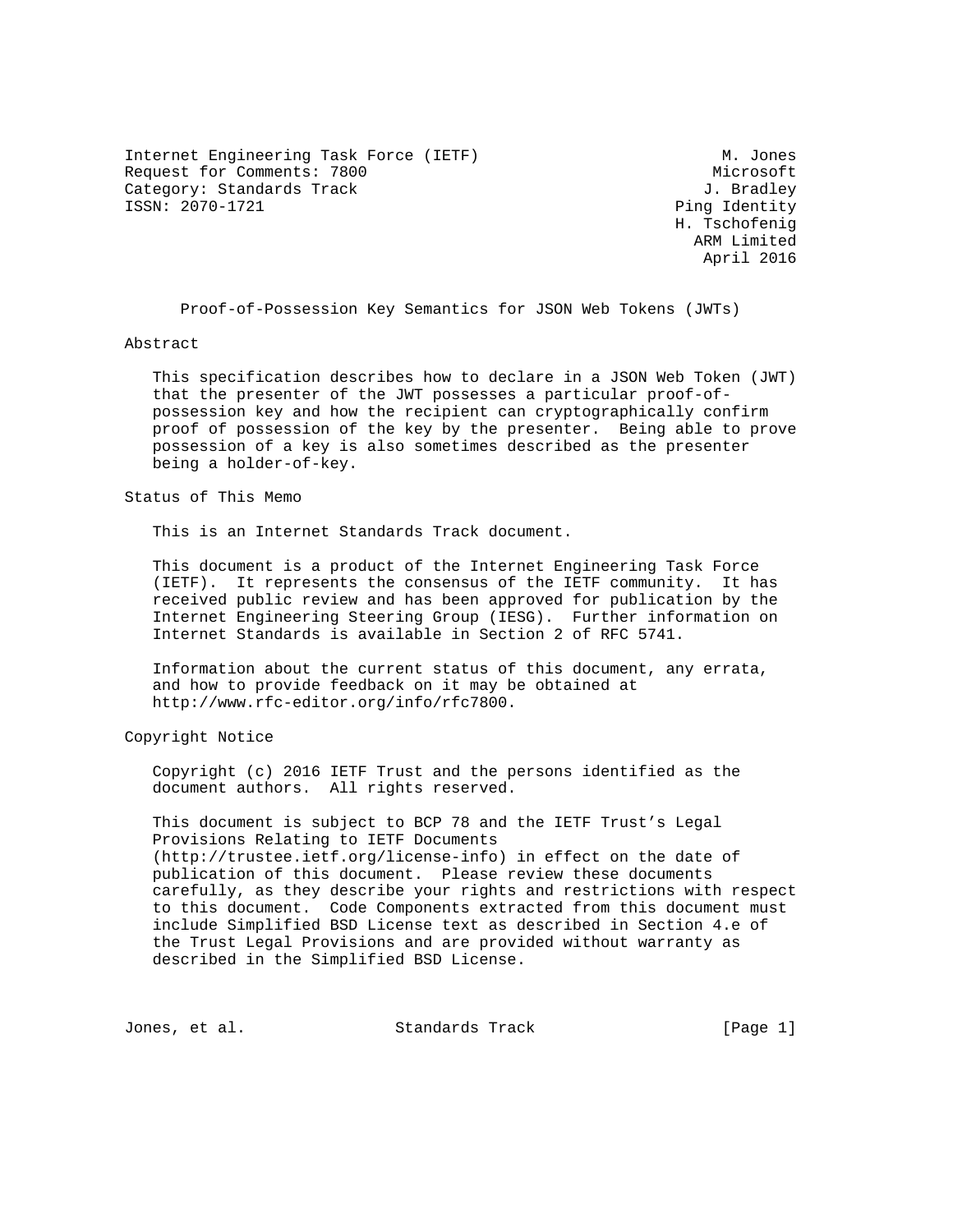Internet Engineering Task Force (IETF) M. Jones
Request for Comments: 7800 Microsoft
Category: Standards Track J. Bradley
ISSN: 2070-1721 Ping Identity
H. Tschofenig
ARM Limited
April 2016

# Proof-of-Possession Key Semantics for JSON Web Tokens (JWTs)

## Abstract

This specification describes how to declare in a JSON Web Token (JWT) that the presenter of the JWT possesses a particular proof-of-possession key and how the recipient can cryptographically confirm proof of possession of the key by the presenter. Being able to prove possession of a key is also sometimes described as the presenter being a holder-of-key.

## Status of This Memo

This is an Internet Standards Track document.

This document is a product of the Internet Engineering Task Force (IETF). It represents the consensus of the IETF community. It has received public review and has been approved for publication by the Internet Engineering Steering Group (IESG). Further information on Internet Standards is available in Section 2 of RFC 5741.

Information about the current status of this document, any errata, and how to provide feedback on it may be obtained at http://www.rfc-editor.org/info/rfc7800.

## Copyright Notice

Copyright (c) 2016 IETF Trust and the persons identified as the document authors. All rights reserved.

This document is subject to BCP 78 and the IETF Trust's Legal Provisions Relating to IETF Documents (http://trustee.ietf.org/license-info) in effect on the date of publication of this document. Please review these documents carefully, as they describe your rights and restrictions with respect to this document. Code Components extracted from this document must include Simplified BSD License text as described in Section 4.e of the Trust Legal Provisions and are provided without warranty as described in the Simplified BSD License.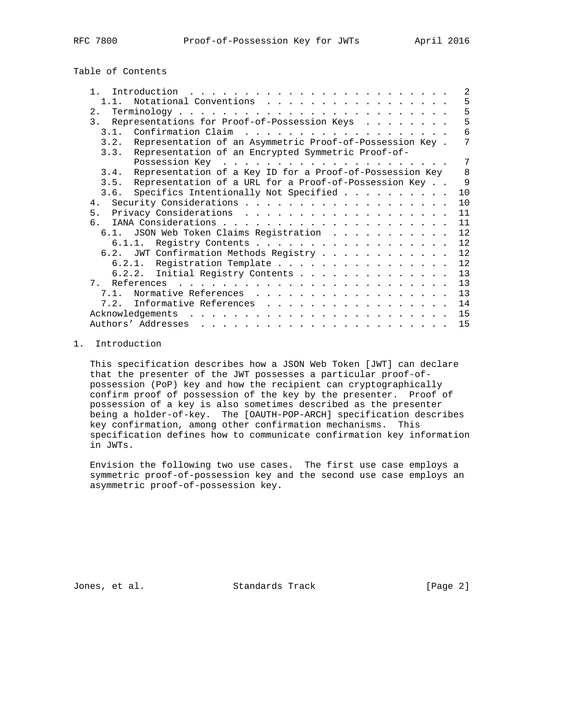Table of Contents

```
   1.  Introduction  . . . . . . . . . . . . . . . . . . . . . . . .   2
     1.1.  Notational Conventions  . . . . . . . . . . . . . . . . .   5
   2.  Terminology . . . . . . . . . . . . . . . . . . . . . . . . .   5
   3.  Representations for Proof-of-Possession Keys  . . . . . . . .   5
     3.1.  Confirmation Claim  . . . . . . . . . . . . . . . . . . .   6
     3.2.  Representation of an Asymmetric Proof-of-Possession Key .   7
     3.3.  Representation of an Encrypted Symmetric Proof-of-
           Possession Key  . . . . . . . . . . . . . . . . . . . . .   7
     3.4.  Representation of a Key ID for a Proof-of-Possession Key    8
     3.5.  Representation of a URL for a Proof-of-Possession Key . .   9
     3.6.  Specifics Intentionally Not Specified . . . . . . . . . .  10
   4.  Security Considerations . . . . . . . . . . . . . . . . . . .  10
   5.  Privacy Considerations  . . . . . . . . . . . . . . . . . . .  11
   6.  IANA Considerations . . . . . . . . . . . . . . . . . . . . .  11
     6.1.  JSON Web Token Claims Registration  . . . . . . . . . . .  12
       6.1.1.  Registry Contents . . . . . . . . . . . . . . . . . .  12
     6.2.  JWT Confirmation Methods Registry . . . . . . . . . . . .  12
       6.2.1.  Registration Template . . . . . . . . . . . . . . . .  12
       6.2.2.  Initial Registry Contents . . . . . . . . . . . . . .  13
   7.  References  . . . . . . . . . . . . . . . . . . . . . . . . .  13
     7.1.  Normative References  . . . . . . . . . . . . . . . . . .  13
     7.2.  Informative References  . . . . . . . . . . . . . . . . .  14
   Acknowledgements  . . . . . . . . . . . . . . . . . . . . . . . .  15
   Authors' Addresses  . . . . . . . . . . . . . . . . . . . . . . .  15
```

## 1. Introduction

This specification describes how a JSON Web Token [JWT] can declare that the presenter of the JWT possesses a particular proof-of-possession (PoP) key and how the recipient can cryptographically confirm proof of possession of the key by the presenter. Proof of possession of a key is also sometimes described as the presenter being a holder-of-key. The [OAUTH-POP-ARCH] specification describes key confirmation, among other confirmation mechanisms. This specification defines how to communicate confirmation key information in JWTs.

Envision the following two use cases. The first use case employs a symmetric proof-of-possession key and the second use case employs an asymmetric proof-of-possession key.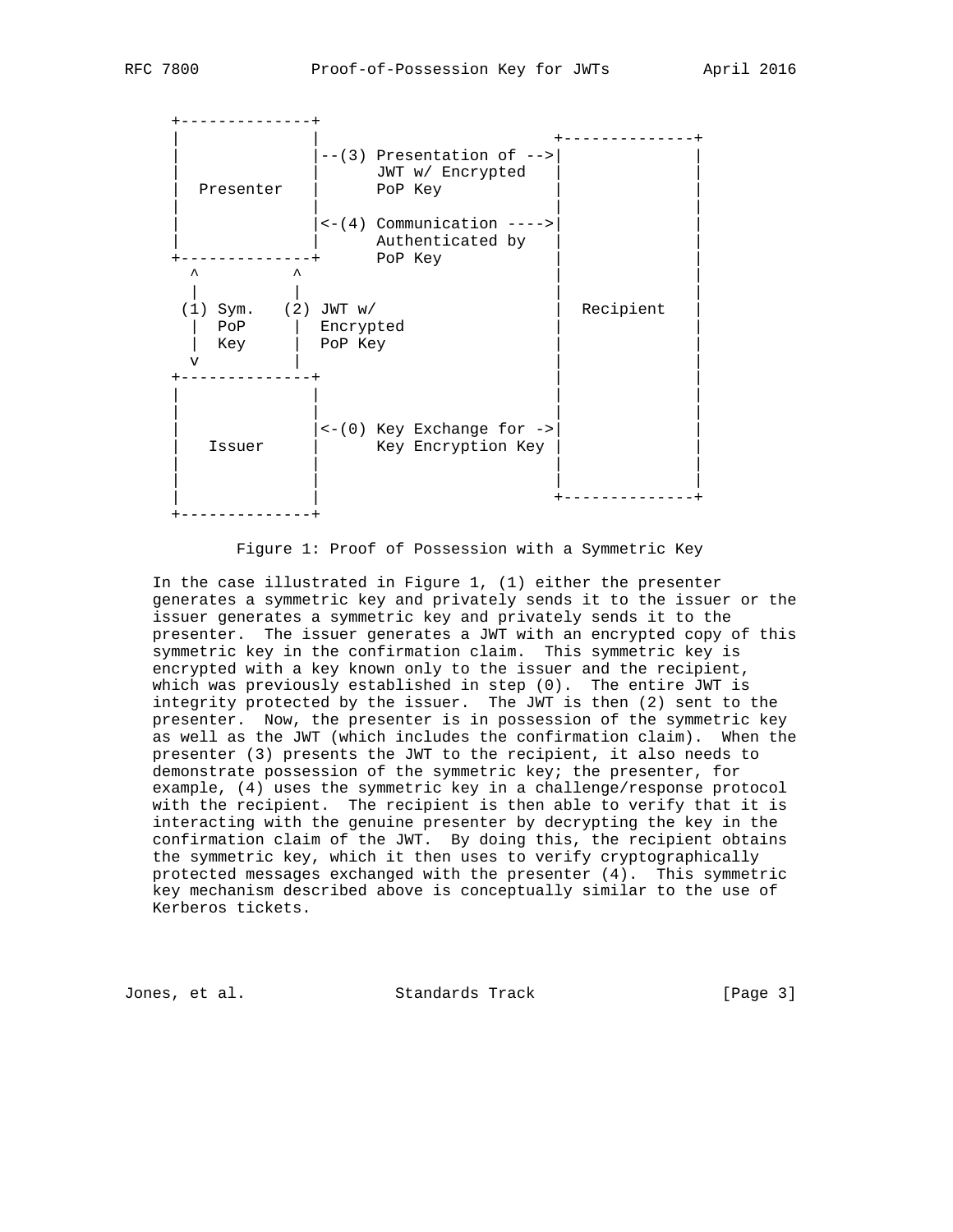```
     +--------------+
     |              |                     +--------------+
     |              |--(3) Presentation of -->|              |
     |              |      JWT w/ Encrypted   |              |
     |  Presenter   |      PoP Key            |              |
     |              |                         |              |
     |              |<-(4) Communication ---->|              |
     |              |      Authenticated by   |              |
     +--------------+      PoP Key            |              |
       ^          ^                           |              |
       |          |                           |              |
      (1) Sym.   (2) JWT w/                   |   Recipient  |
       |  PoP     |  Encrypted                |              |
       |  Key     |  PoP Key                  |              |
       v          |                           |              |
     +--------------+                         |              |
     |              |                         |              |
     |              |                         |              |
     |              |<-(0) Key Exchange for ->|              |
     |   Issuer     |      Key Encryption Key |              |
     |              |                         |              |
     |              |                         |              |
     |              |                         +--------------+
     +--------------+
```

Figure 1: Proof of Possession with a Symmetric Key

In the case illustrated in Figure 1, (1) either the presenter generates a symmetric key and privately sends it to the issuer or the issuer generates a symmetric key and privately sends it to the presenter. The issuer generates a JWT with an encrypted copy of this symmetric key in the confirmation claim. This symmetric key is encrypted with a key known only to the issuer and the recipient, which was previously established in step (0). The entire JWT is integrity protected by the issuer. The JWT is then (2) sent to the presenter. Now, the presenter is in possession of the symmetric key as well as the JWT (which includes the confirmation claim). When the presenter (3) presents the JWT to the recipient, it also needs to demonstrate possession of the symmetric key; the presenter, for example, (4) uses the symmetric key in a challenge/response protocol with the recipient. The recipient is then able to verify that it is interacting with the genuine presenter by decrypting the key in the confirmation claim of the JWT. By doing this, the recipient obtains the symmetric key, which it then uses to verify cryptographically protected messages exchanged with the presenter (4). This symmetric key mechanism described above is conceptually similar to the use of Kerberos tickets.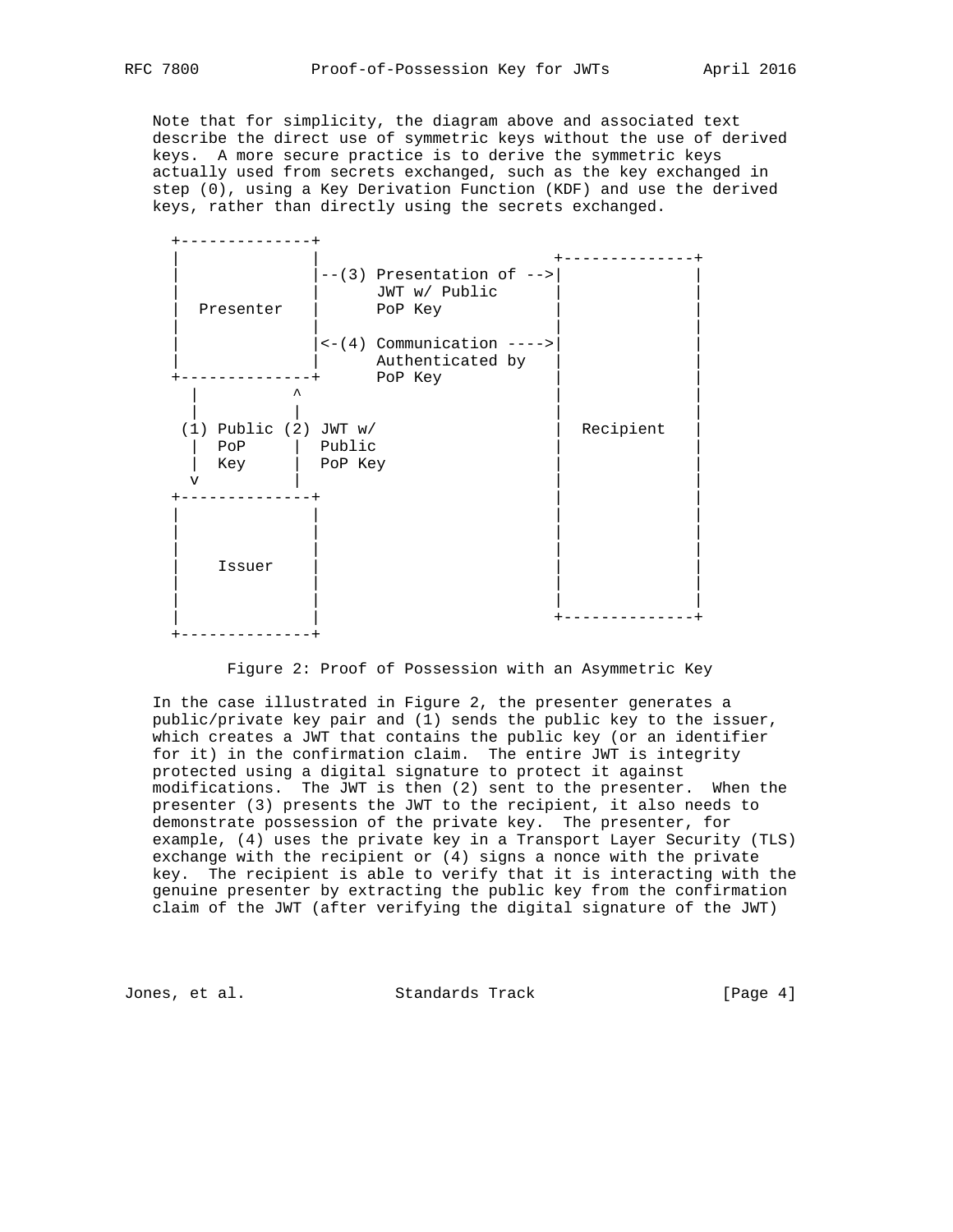Note that for simplicity, the diagram above and associated text describe the direct use of symmetric keys without the use of derived keys. A more secure practice is to derive the symmetric keys actually used from secrets exchanged, such as the key exchanged in step (0), using a Key Derivation Function (KDF) and use the derived keys, rather than directly using the secrets exchanged.

```
 +--------------+
 |              |                         +--------------+
 |              |--(3) Presentation of -->|              |
 |              |      JWT w/ Public      |              |
 |  Presenter   |      PoP Key            |              |
 |              |                         |              |
 |              |<-(4) Communication ---->|              |
 |              |      Authenticated by   |              |
 +--------------+      PoP Key            |              |
   |          ^                           |              |
   |          |                           |              |
  (1) Public (2) JWT w/                   |  Recipient   |
   |  PoP     |  Public                   |              |
   |  Key     |  PoP Key                  |              |
   v          |                           |              |
 +--------------+                         |              |
 |              |                         |              |
 |              |                         |              |
 |              |                         |              |
 |    Issuer    |                         |              |
 |              |                         |              |
 |              |                         |              |
 |              |                         +--------------+
 +--------------+
```

Figure 2: Proof of Possession with an Asymmetric Key

In the case illustrated in Figure 2, the presenter generates a public/private key pair and (1) sends the public key to the issuer, which creates a JWT that contains the public key (or an identifier for it) in the confirmation claim. The entire JWT is integrity protected using a digital signature to protect it against modifications. The JWT is then (2) sent to the presenter. When the presenter (3) presents the JWT to the recipient, it also needs to demonstrate possession of the private key. The presenter, for example, (4) uses the private key in a Transport Layer Security (TLS) exchange with the recipient or (4) signs a nonce with the private key. The recipient is able to verify that it is interacting with the genuine presenter by extracting the public key from the confirmation claim of the JWT (after verifying the digital signature of the JWT)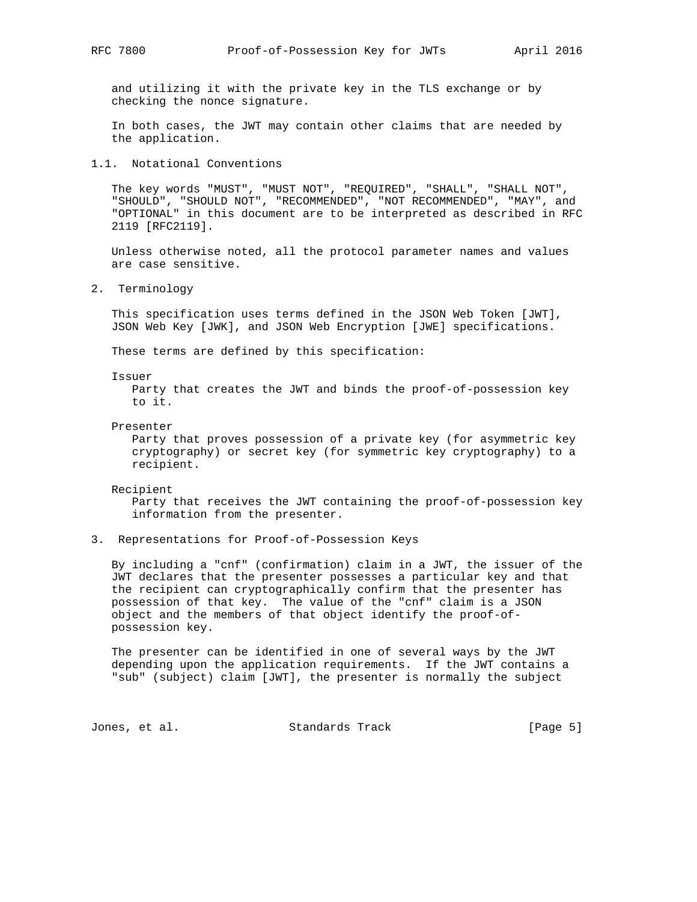and utilizing it with the private key in the TLS exchange or by checking the nonce signature.

In both cases, the JWT may contain other claims that are needed by the application.

### 1.1. Notational Conventions

The key words "MUST", "MUST NOT", "REQUIRED", "SHALL", "SHALL NOT", "SHOULD", "SHOULD NOT", "RECOMMENDED", "NOT RECOMMENDED", "MAY", and "OPTIONAL" in this document are to be interpreted as described in RFC 2119 [RFC2119].

Unless otherwise noted, all the protocol parameter names and values are case sensitive.

## 2. Terminology

This specification uses terms defined in the JSON Web Token [JWT], JSON Web Key [JWK], and JSON Web Encryption [JWE] specifications.

These terms are defined by this specification:

Issuer
: Party that creates the JWT and binds the proof-of-possession key to it.

Presenter
: Party that proves possession of a private key (for asymmetric key cryptography) or secret key (for symmetric key cryptography) to a recipient.

Recipient
: Party that receives the JWT containing the proof-of-possession key information from the presenter.

## 3. Representations for Proof-of-Possession Keys

By including a "cnf" (confirmation) claim in a JWT, the issuer of the JWT declares that the presenter possesses a particular key and that the recipient can cryptographically confirm that the presenter has possession of that key. The value of the "cnf" claim is a JSON object and the members of that object identify the proof-of-possession key.

The presenter can be identified in one of several ways by the JWT depending upon the application requirements. If the JWT contains a "sub" (subject) claim [JWT], the presenter is normally the subject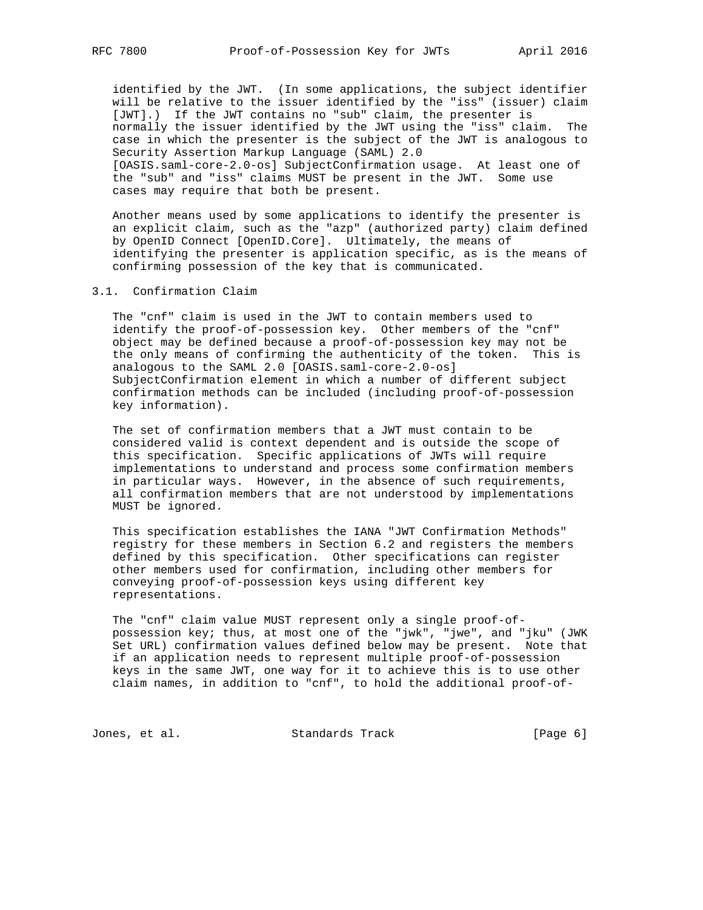identified by the JWT. (In some applications, the subject identifier will be relative to the issuer identified by the "iss" (issuer) claim [JWT].) If the JWT contains no "sub" claim, the presenter is normally the issuer identified by the JWT using the "iss" claim. The case in which the presenter is the subject of the JWT is analogous to Security Assertion Markup Language (SAML) 2.0 [OASIS.saml-core-2.0-os] SubjectConfirmation usage. At least one of the "sub" and "iss" claims MUST be present in the JWT. Some use cases may require that both be present.

Another means used by some applications to identify the presenter is an explicit claim, such as the "azp" (authorized party) claim defined by OpenID Connect [OpenID.Core]. Ultimately, the means of identifying the presenter is application specific, as is the means of confirming possession of the key that is communicated.

## 3.1. Confirmation Claim

The "cnf" claim is used in the JWT to contain members used to identify the proof-of-possession key. Other members of the "cnf" object may be defined because a proof-of-possession key may not be the only means of confirming the authenticity of the token. This is analogous to the SAML 2.0 [OASIS.saml-core-2.0-os] SubjectConfirmation element in which a number of different subject confirmation methods can be included (including proof-of-possession key information).

The set of confirmation members that a JWT must contain to be considered valid is context dependent and is outside the scope of this specification. Specific applications of JWTs will require implementations to understand and process some confirmation members in particular ways. However, in the absence of such requirements, all confirmation members that are not understood by implementations MUST be ignored.

This specification establishes the IANA "JWT Confirmation Methods" registry for these members in Section 6.2 and registers the members defined by this specification. Other specifications can register other members used for confirmation, including other members for conveying proof-of-possession keys using different key representations.

The "cnf" claim value MUST represent only a single proof-of-possession key; thus, at most one of the "jwk", "jwe", and "jku" (JWK Set URL) confirmation values defined below may be present. Note that if an application needs to represent multiple proof-of-possession keys in the same JWT, one way for it to achieve this is to use other claim names, in addition to "cnf", to hold the additional proof-of-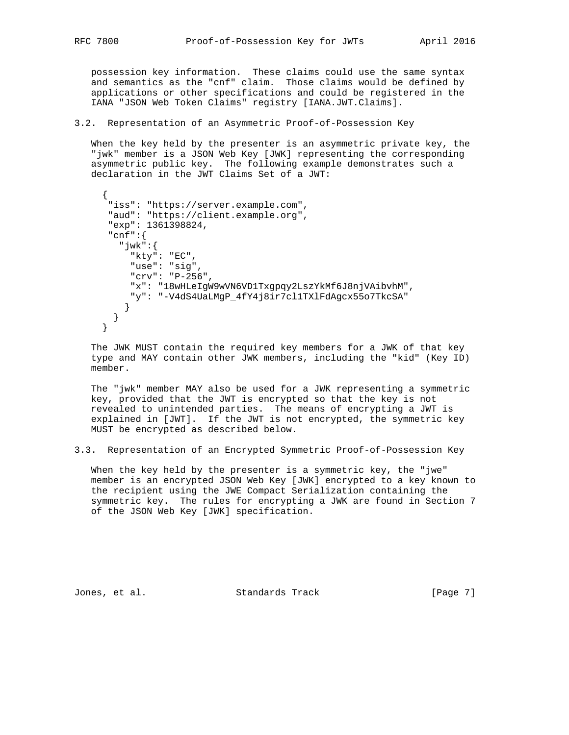possession key information. These claims could use the same syntax and semantics as the "cnf" claim. Those claims would be defined by applications or other specifications and could be registered in the IANA "JSON Web Token Claims" registry [IANA.JWT.Claims].

## 3.2. Representation of an Asymmetric Proof-of-Possession Key

When the key held by the presenter is an asymmetric private key, the "jwk" member is a JSON Web Key [JWK] representing the corresponding asymmetric public key. The following example demonstrates such a declaration in the JWT Claims Set of a JWT:

```
{
 "iss": "https://server.example.com",
 "aud": "https://client.example.org",
 "exp": 1361398824,
 "cnf":{
   "jwk":{
     "kty": "EC",
     "use": "sig",
     "crv": "P-256",
     "x": "18wHLeIgW9wVN6VD1Txgpqy2LszYkMf6J8njVAibvhM",
     "y": "-V4dS4UaLMgP_4fY4j8ir7cl1TXlFdAgcx55o7TkcSA"
    }
  }
}
```

The JWK MUST contain the required key members for a JWK of that key type and MAY contain other JWK members, including the "kid" (Key ID) member.

The "jwk" member MAY also be used for a JWK representing a symmetric key, provided that the JWT is encrypted so that the key is not revealed to unintended parties. The means of encrypting a JWT is explained in [JWT]. If the JWT is not encrypted, the symmetric key MUST be encrypted as described below.

## 3.3. Representation of an Encrypted Symmetric Proof-of-Possession Key

When the key held by the presenter is a symmetric key, the "jwe" member is an encrypted JSON Web Key [JWK] encrypted to a key known to the recipient using the JWE Compact Serialization containing the symmetric key. The rules for encrypting a JWK are found in Section 7 of the JSON Web Key [JWK] specification.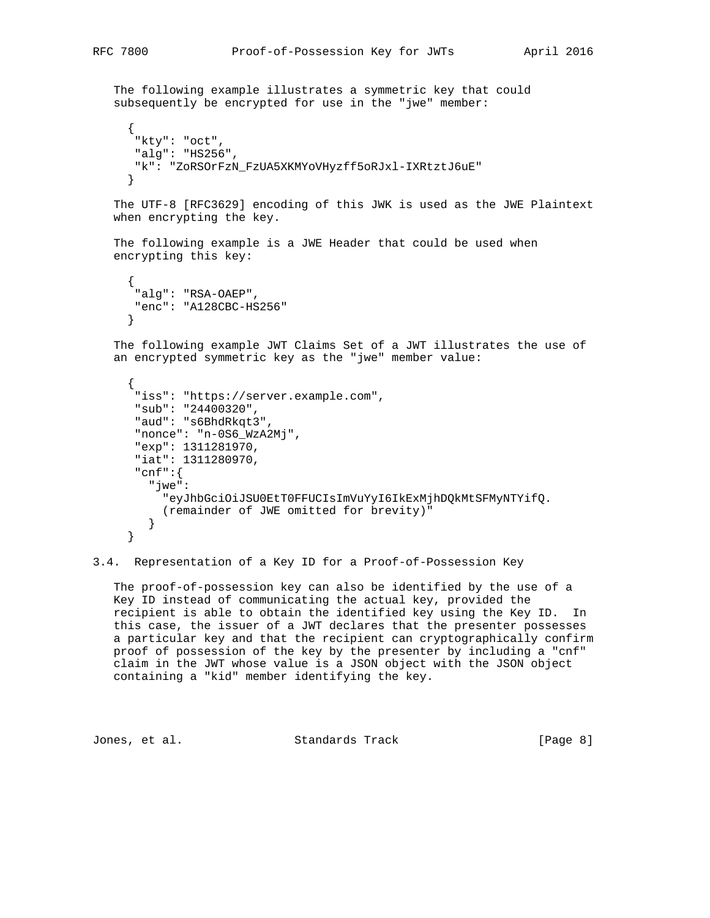The following example illustrates a symmetric key that could subsequently be encrypted for use in the "jwe" member:

```
{
 "kty": "oct",
 "alg": "HS256",
 "k": "ZoRSOrFzN_FzUA5XKMYoVHyzff5oRJxl-IXRtztJ6uE"
}
```

The UTF-8 [RFC3629] encoding of this JWK is used as the JWE Plaintext when encrypting the key.

The following example is a JWE Header that could be used when encrypting this key:

```
{
 "alg": "RSA-OAEP",
 "enc": "A128CBC-HS256"
}
```

The following example JWT Claims Set of a JWT illustrates the use of an encrypted symmetric key as the "jwe" member value:

```
{
 "iss": "https://server.example.com",
 "sub": "24400320",
 "aud": "s6BhdRkqt3",
 "nonce": "n-0S6_WzA2Mj",
 "exp": 1311281970,
 "iat": 1311280970,
 "cnf":{
   "jwe":
     "eyJhbGciOiJSU0EtT0FFUCIsImVuYyI6IkExMjhDQkMtSFMyNTYifQ.
     (remainder of JWE omitted for brevity)"
   }
}
```

## 3.4. Representation of a Key ID for a Proof-of-Possession Key

The proof-of-possession key can also be identified by the use of a Key ID instead of communicating the actual key, provided the recipient is able to obtain the identified key using the Key ID. In this case, the issuer of a JWT declares that the presenter possesses a particular key and that the recipient can cryptographically confirm proof of possession of the key by the presenter by including a "cnf" claim in the JWT whose value is a JSON object with the JSON object containing a "kid" member identifying the key.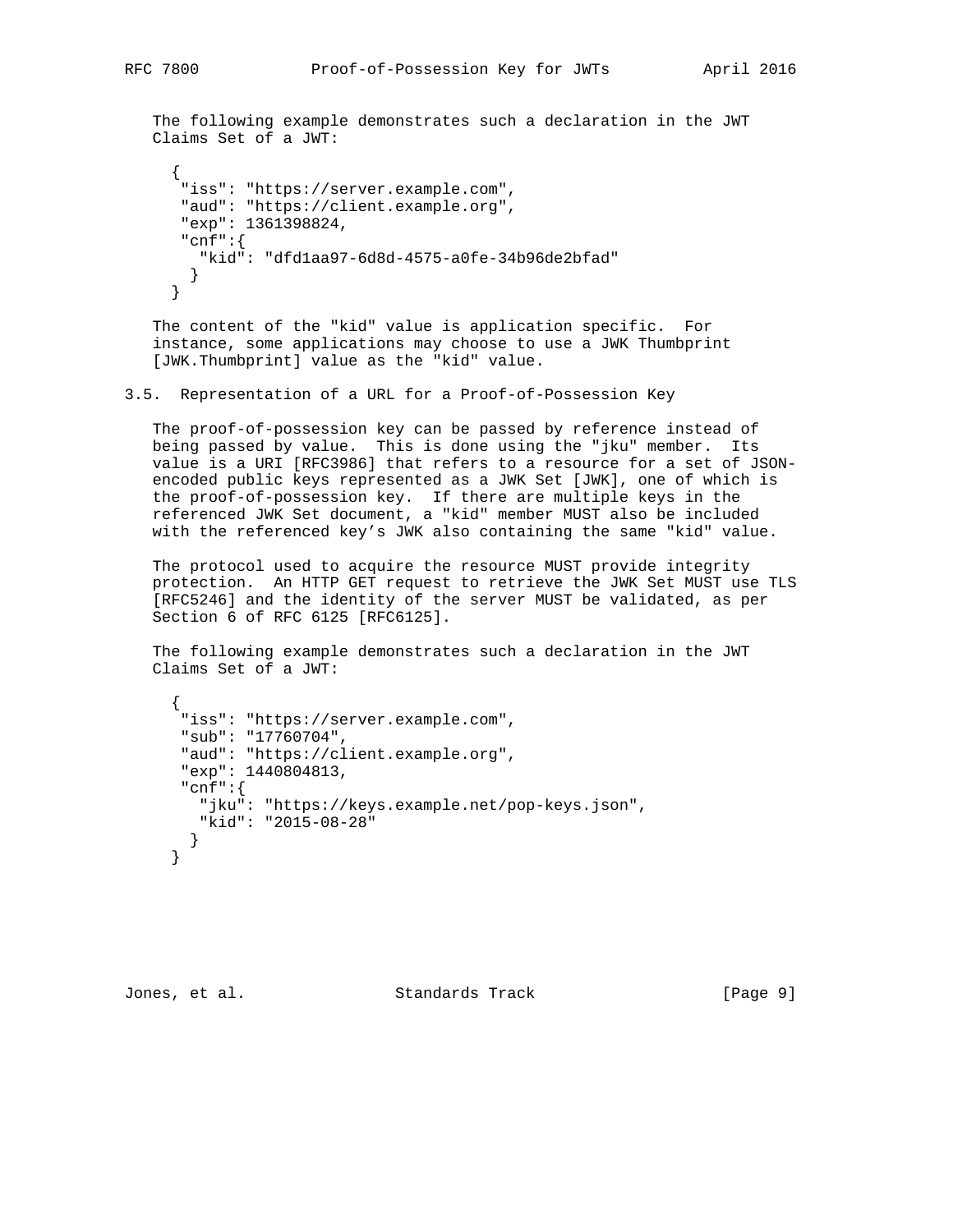The following example demonstrates such a declaration in the JWT Claims Set of a JWT:

```
{
 "iss": "https://server.example.com",
 "aud": "https://client.example.org",
 "exp": 1361398824,
 "cnf":{
   "kid": "dfd1aa97-6d8d-4575-a0fe-34b96de2bfad"
  }
}
```

The content of the "kid" value is application specific. For instance, some applications may choose to use a JWK Thumbprint [JWK.Thumbprint] value as the "kid" value.

### 3.5. Representation of a URL for a Proof-of-Possession Key

The proof-of-possession key can be passed by reference instead of being passed by value. This is done using the "jku" member. Its value is a URI [RFC3986] that refers to a resource for a set of JSON-encoded public keys represented as a JWK Set [JWK], one of which is the proof-of-possession key. If there are multiple keys in the referenced JWK Set document, a "kid" member MUST also be included with the referenced key's JWK also containing the same "kid" value.

The protocol used to acquire the resource MUST provide integrity protection. An HTTP GET request to retrieve the JWK Set MUST use TLS [RFC5246] and the identity of the server MUST be validated, as per Section 6 of RFC 6125 [RFC6125].

The following example demonstrates such a declaration in the JWT Claims Set of a JWT:

```
{
 "iss": "https://server.example.com",
 "sub": "17760704",
 "aud": "https://client.example.org",
 "exp": 1440804813,
 "cnf":{
   "jku": "https://keys.example.net/pop-keys.json",
   "kid": "2015-08-28"
  }
}
```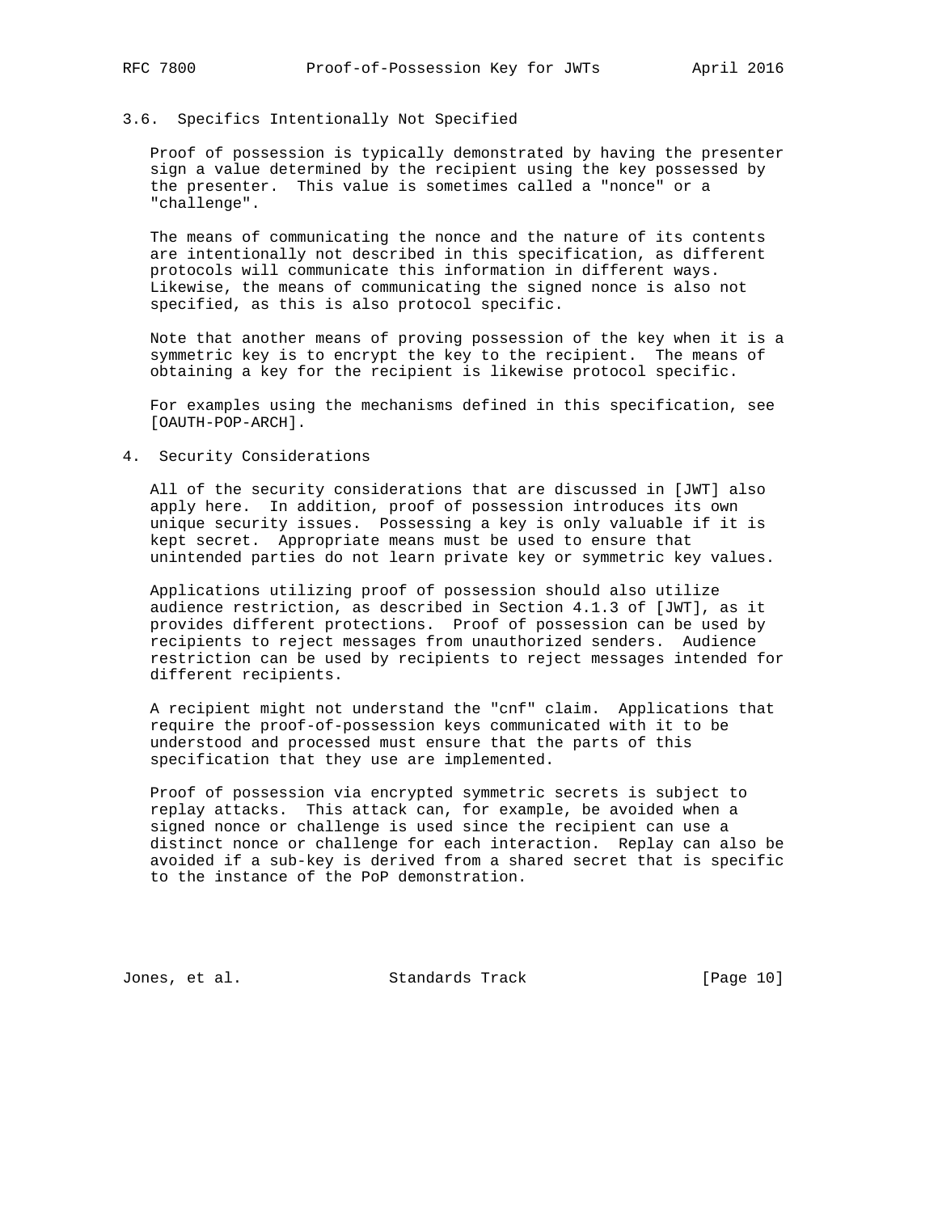### 3.6. Specifics Intentionally Not Specified

Proof of possession is typically demonstrated by having the presenter sign a value determined by the recipient using the key possessed by the presenter. This value is sometimes called a "nonce" or a "challenge".

The means of communicating the nonce and the nature of its contents are intentionally not described in this specification, as different protocols will communicate this information in different ways. Likewise, the means of communicating the signed nonce is also not specified, as this is also protocol specific.

Note that another means of proving possession of the key when it is a symmetric key is to encrypt the key to the recipient. The means of obtaining a key for the recipient is likewise protocol specific.

For examples using the mechanisms defined in this specification, see [OAUTH-POP-ARCH].

## 4. Security Considerations

All of the security considerations that are discussed in [JWT] also apply here. In addition, proof of possession introduces its own unique security issues. Possessing a key is only valuable if it is kept secret. Appropriate means must be used to ensure that unintended parties do not learn private key or symmetric key values.

Applications utilizing proof of possession should also utilize audience restriction, as described in Section 4.1.3 of [JWT], as it provides different protections. Proof of possession can be used by recipients to reject messages from unauthorized senders. Audience restriction can be used by recipients to reject messages intended for different recipients.

A recipient might not understand the "cnf" claim. Applications that require the proof-of-possession keys communicated with it to be understood and processed must ensure that the parts of this specification that they use are implemented.

Proof of possession via encrypted symmetric secrets is subject to replay attacks. This attack can, for example, be avoided when a signed nonce or challenge is used since the recipient can use a distinct nonce or challenge for each interaction. Replay can also be avoided if a sub-key is derived from a shared secret that is specific to the instance of the PoP demonstration.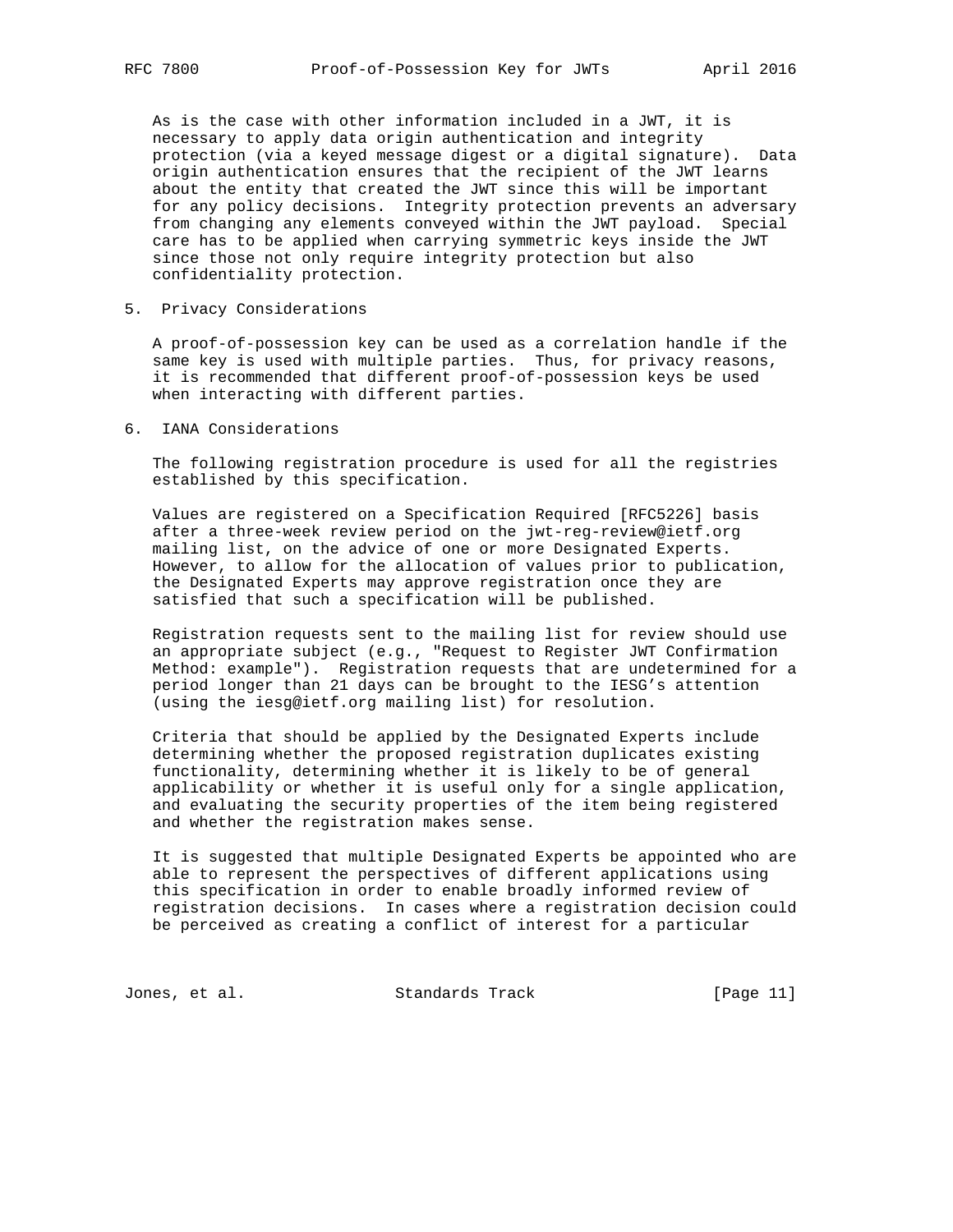As is the case with other information included in a JWT, it is necessary to apply data origin authentication and integrity protection (via a keyed message digest or a digital signature). Data origin authentication ensures that the recipient of the JWT learns about the entity that created the JWT since this will be important for any policy decisions. Integrity protection prevents an adversary from changing any elements conveyed within the JWT payload. Special care has to be applied when carrying symmetric keys inside the JWT since those not only require integrity protection but also confidentiality protection.

## 5. Privacy Considerations

A proof-of-possession key can be used as a correlation handle if the same key is used with multiple parties. Thus, for privacy reasons, it is recommended that different proof-of-possession keys be used when interacting with different parties.

## 6. IANA Considerations

The following registration procedure is used for all the registries established by this specification.

Values are registered on a Specification Required [RFC5226] basis after a three-week review period on the jwt-reg-review@ietf.org mailing list, on the advice of one or more Designated Experts. However, to allow for the allocation of values prior to publication, the Designated Experts may approve registration once they are satisfied that such a specification will be published.

Registration requests sent to the mailing list for review should use an appropriate subject (e.g., "Request to Register JWT Confirmation Method: example"). Registration requests that are undetermined for a period longer than 21 days can be brought to the IESG's attention (using the iesg@ietf.org mailing list) for resolution.

Criteria that should be applied by the Designated Experts include determining whether the proposed registration duplicates existing functionality, determining whether it is likely to be of general applicability or whether it is useful only for a single application, and evaluating the security properties of the item being registered and whether the registration makes sense.

It is suggested that multiple Designated Experts be appointed who are able to represent the perspectives of different applications using this specification in order to enable broadly informed review of registration decisions. In cases where a registration decision could be perceived as creating a conflict of interest for a particular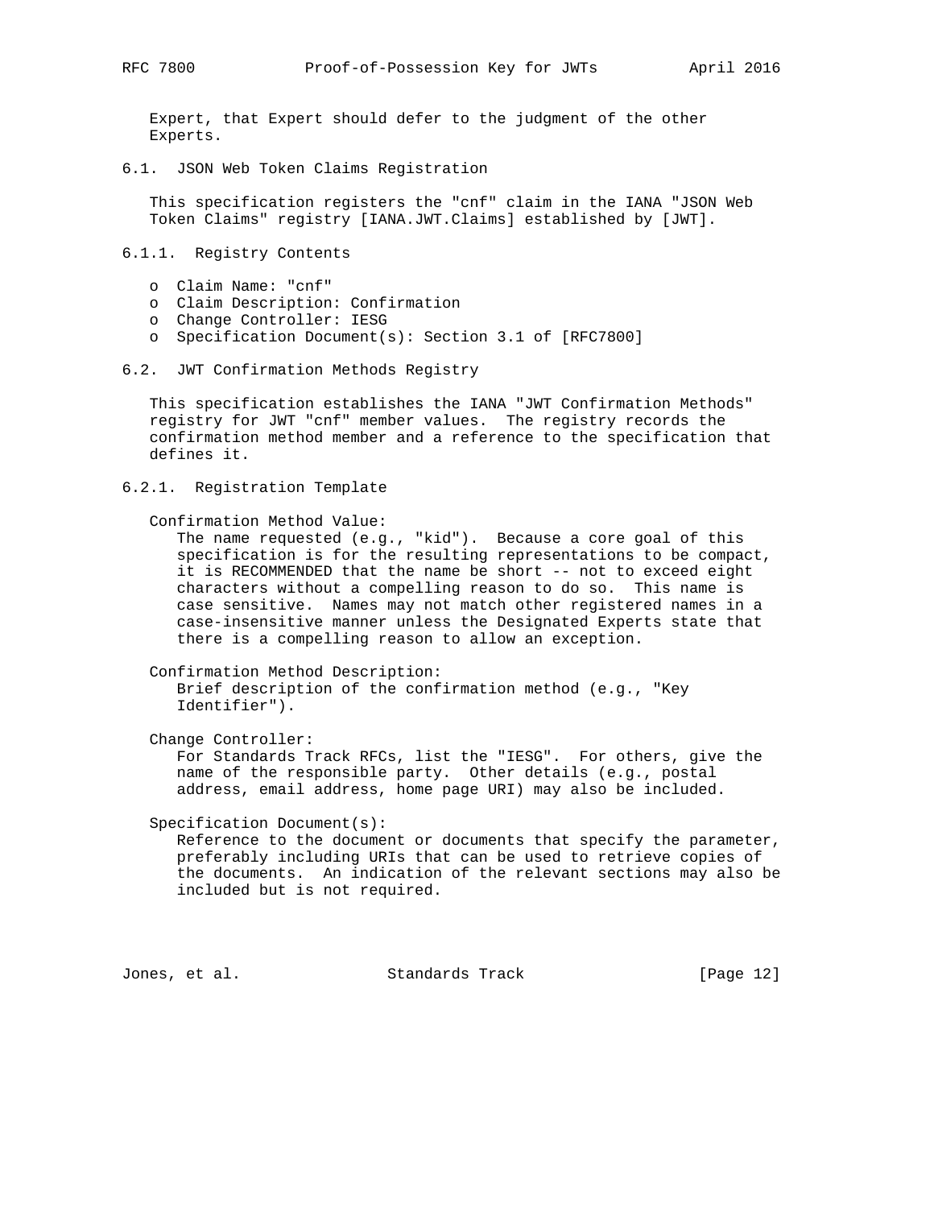Expert, that Expert should defer to the judgment of the other Experts.

## 6.1. JSON Web Token Claims Registration

This specification registers the "cnf" claim in the IANA "JSON Web Token Claims" registry [IANA.JWT.Claims] established by [JWT].

### 6.1.1. Registry Contents

- Claim Name: "cnf"
- Claim Description: Confirmation
- Change Controller: IESG
- Specification Document(s): Section 3.1 of [RFC7800]

## 6.2. JWT Confirmation Methods Registry

This specification establishes the IANA "JWT Confirmation Methods" registry for JWT "cnf" member values. The registry records the confirmation method member and a reference to the specification that defines it.

### 6.2.1. Registration Template

Confirmation Method Value:
The name requested (e.g., "kid"). Because a core goal of this specification is for the resulting representations to be compact, it is RECOMMENDED that the name be short -- not to exceed eight characters without a compelling reason to do so. This name is case sensitive. Names may not match other registered names in a case-insensitive manner unless the Designated Experts state that there is a compelling reason to allow an exception.

Confirmation Method Description:
Brief description of the confirmation method (e.g., "Key Identifier").

Change Controller:
For Standards Track RFCs, list the "IESG". For others, give the name of the responsible party. Other details (e.g., postal address, email address, home page URI) may also be included.

Specification Document(s):
Reference to the document or documents that specify the parameter, preferably including URIs that can be used to retrieve copies of the documents. An indication of the relevant sections may also be included but is not required.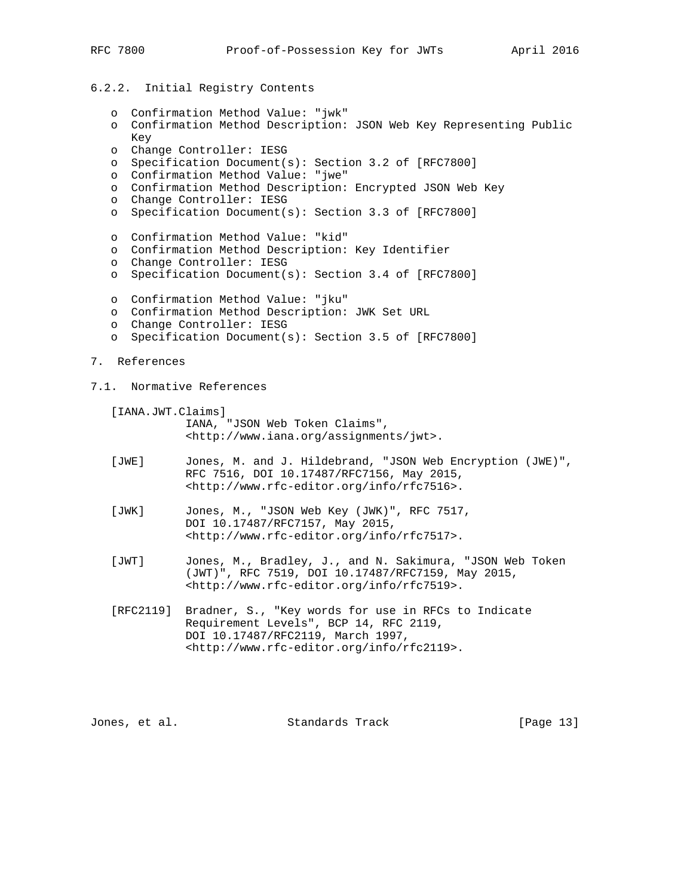### 6.2.2. Initial Registry Contents

- Confirmation Method Value: "jwk"
- Confirmation Method Description: JSON Web Key Representing Public Key
- Change Controller: IESG
- Specification Document(s): Section 3.2 of [RFC7800]
- Confirmation Method Value: "jwe"
- Confirmation Method Description: Encrypted JSON Web Key
- Change Controller: IESG
- Specification Document(s): Section 3.3 of [RFC7800]

- Confirmation Method Value: "kid"
- Confirmation Method Description: Key Identifier
- Change Controller: IESG
- Specification Document(s): Section 3.4 of [RFC7800]

- Confirmation Method Value: "jku"
- Confirmation Method Description: JWK Set URL
- Change Controller: IESG
- Specification Document(s): Section 3.5 of [RFC7800]

## 7. References

### 7.1. Normative References

[IANA.JWT.Claims]
IANA, "JSON Web Token Claims", <http://www.iana.org/assignments/jwt>.

[JWE] Jones, M. and J. Hildebrand, "JSON Web Encryption (JWE)", RFC 7516, DOI 10.17487/RFC7156, May 2015, <http://www.rfc-editor.org/info/rfc7516>.

[JWK] Jones, M., "JSON Web Key (JWK)", RFC 7517, DOI 10.17487/RFC7157, May 2015, <http://www.rfc-editor.org/info/rfc7517>.

[JWT] Jones, M., Bradley, J., and N. Sakimura, "JSON Web Token (JWT)", RFC 7519, DOI 10.17487/RFC7159, May 2015, <http://www.rfc-editor.org/info/rfc7519>.

[RFC2119] Bradner, S., "Key words for use in RFCs to Indicate Requirement Levels", BCP 14, RFC 2119, DOI 10.17487/RFC2119, March 1997, <http://www.rfc-editor.org/info/rfc2119>.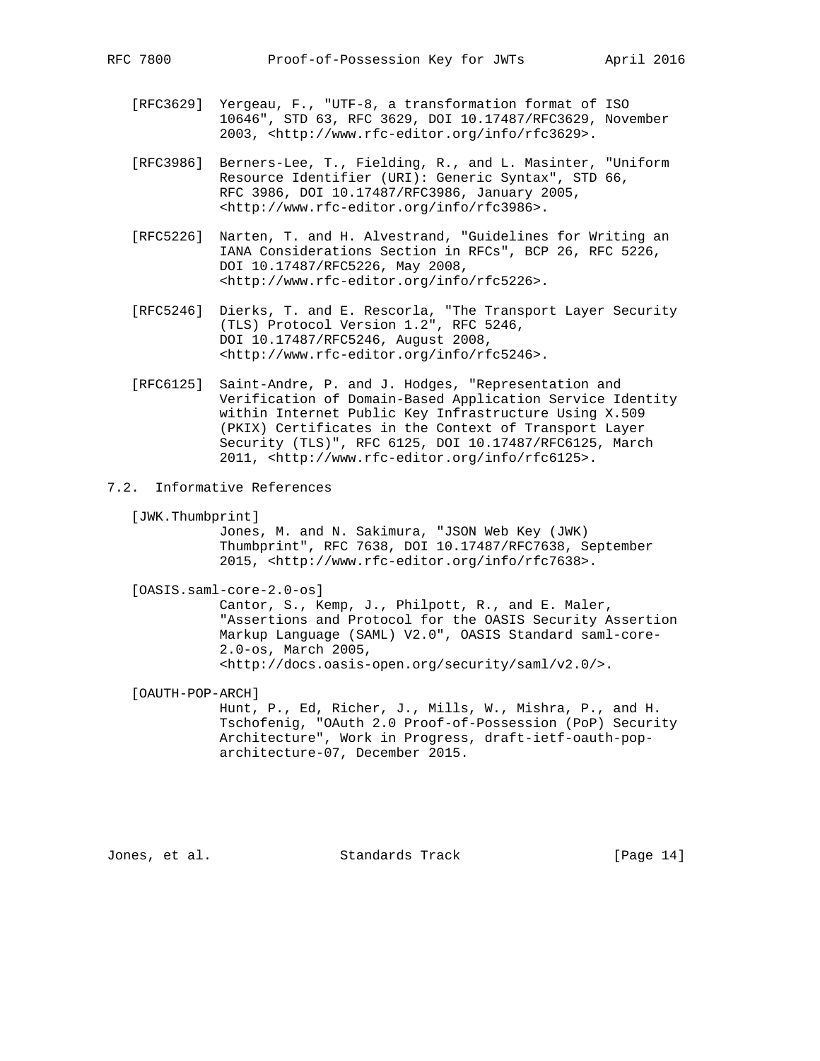[RFC3629] Yergeau, F., "UTF-8, a transformation format of ISO 10646", STD 63, RFC 3629, DOI 10.17487/RFC3629, November 2003, <http://www.rfc-editor.org/info/rfc3629>.

[RFC3986] Berners-Lee, T., Fielding, R., and L. Masinter, "Uniform Resource Identifier (URI): Generic Syntax", STD 66, RFC 3986, DOI 10.17487/RFC3986, January 2005, <http://www.rfc-editor.org/info/rfc3986>.

[RFC5226] Narten, T. and H. Alvestrand, "Guidelines for Writing an IANA Considerations Section in RFCs", BCP 26, RFC 5226, DOI 10.17487/RFC5226, May 2008, <http://www.rfc-editor.org/info/rfc5226>.

[RFC5246] Dierks, T. and E. Rescorla, "The Transport Layer Security (TLS) Protocol Version 1.2", RFC 5246, DOI 10.17487/RFC5246, August 2008, <http://www.rfc-editor.org/info/rfc5246>.

[RFC6125] Saint-Andre, P. and J. Hodges, "Representation and Verification of Domain-Based Application Service Identity within Internet Public Key Infrastructure Using X.509 (PKIX) Certificates in the Context of Transport Layer Security (TLS)", RFC 6125, DOI 10.17487/RFC6125, March 2011, <http://www.rfc-editor.org/info/rfc6125>.

## 7.2. Informative References

[JWK.Thumbprint]
Jones, M. and N. Sakimura, "JSON Web Key (JWK) Thumbprint", RFC 7638, DOI 10.17487/RFC7638, September 2015, <http://www.rfc-editor.org/info/rfc7638>.

[OASIS.saml-core-2.0-os]
Cantor, S., Kemp, J., Philpott, R., and E. Maler, "Assertions and Protocol for the OASIS Security Assertion Markup Language (SAML) V2.0", OASIS Standard saml-core-2.0-os, March 2005, <http://docs.oasis-open.org/security/saml/v2.0/>.

[OAUTH-POP-ARCH]
Hunt, P., Ed, Richer, J., Mills, W., Mishra, P., and H. Tschofenig, "OAuth 2.0 Proof-of-Possession (PoP) Security Architecture", Work in Progress, draft-ietf-oauth-pop-architecture-07, December 2015.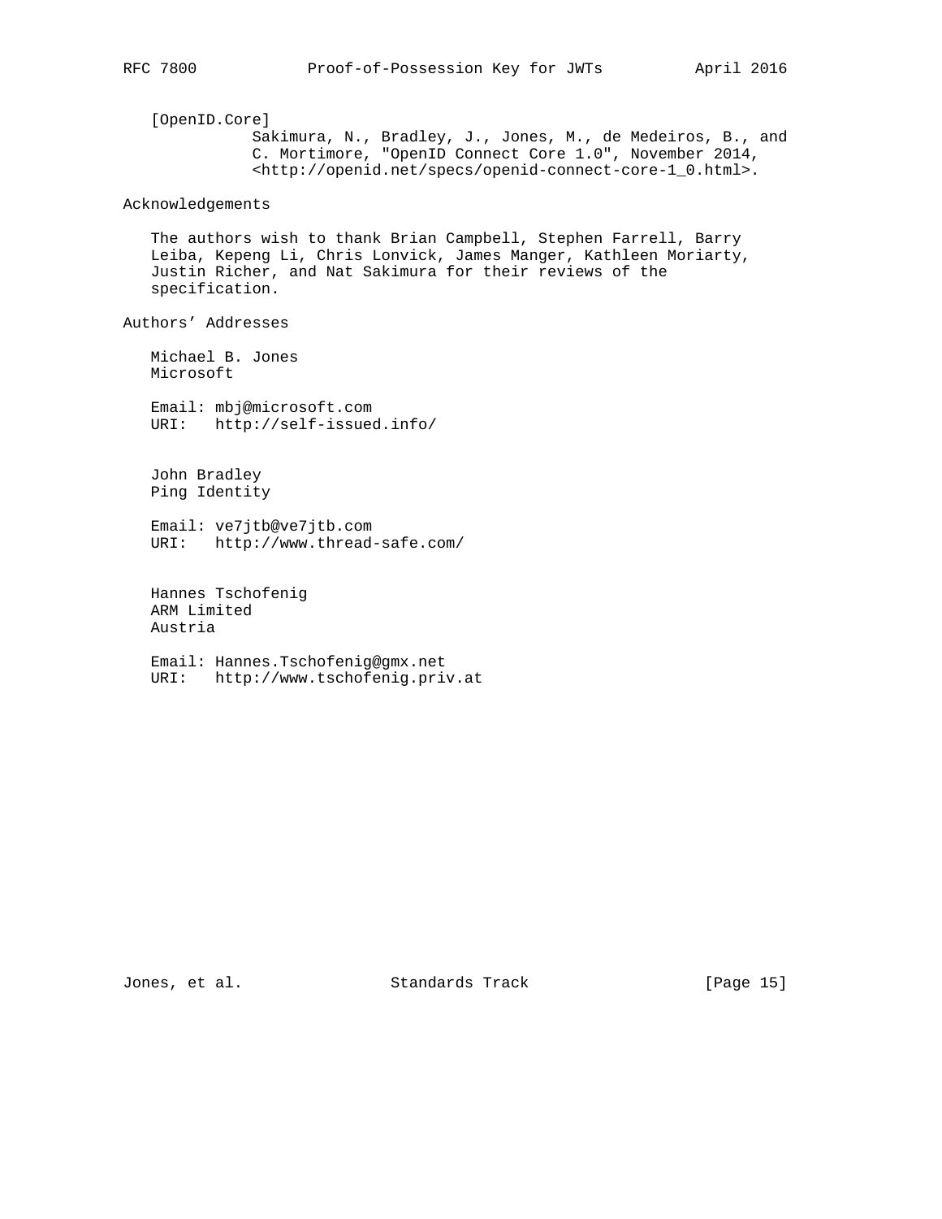[OpenID.Core]
Sakimura, N., Bradley, J., Jones, M., de Medeiros, B., and C. Mortimore, "OpenID Connect Core 1.0", November 2014, <http://openid.net/specs/openid-connect-core-1_0.html>.

## Acknowledgements

The authors wish to thank Brian Campbell, Stephen Farrell, Barry Leiba, Kepeng Li, Chris Lonvick, James Manger, Kathleen Moriarty, Justin Richer, and Nat Sakimura for their reviews of the specification.

## Authors' Addresses

Michael B. Jones
Microsoft

Email: mbj@microsoft.com
URI: http://self-issued.info/

John Bradley
Ping Identity

Email: ve7jtb@ve7jtb.com
URI: http://www.thread-safe.com/

Hannes Tschofenig
ARM Limited
Austria

Email: Hannes.Tschofenig@gmx.net
URI: http://www.tschofenig.priv.at